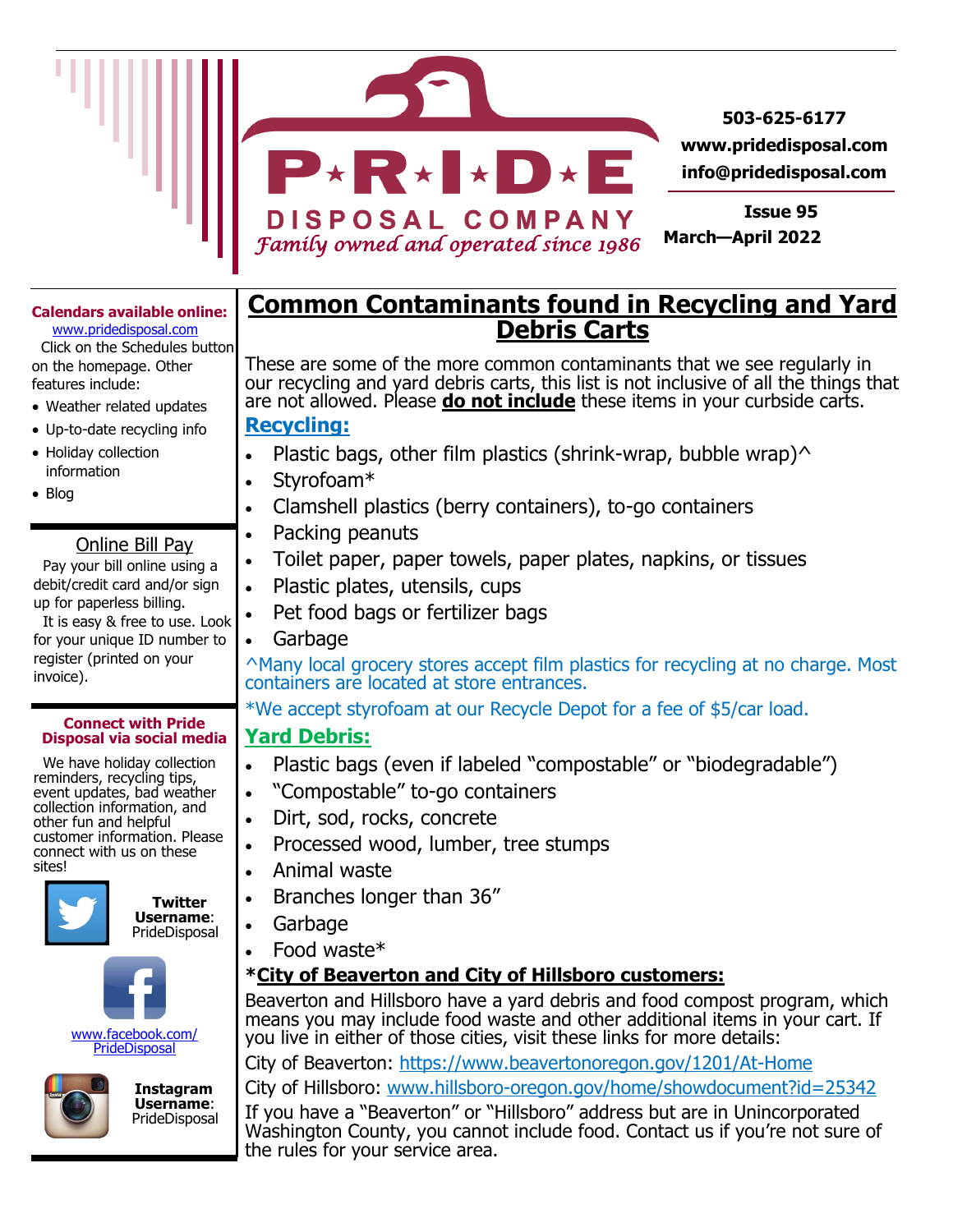# P★R★I★D★E DISPOSAL COMPANY

*Family owned and operated since 1986*

**503-625-6177**
**www.pridedisposal.com**
**info@pridedisposal.com**

**Issue 95**
**March—April 2022**

**Calendars available online:**
www.pridedisposal.com
Click on the Schedules button on the homepage. Other features include:

- Weather related updates
- Up-to-date recycling info
- Holiday collection information
- Blog

**Online Bill Pay**

Pay your bill online using a debit/credit card and/or sign up for paperless billing.

It is easy & free to use. Look for your unique ID number to register (printed on your invoice).

**Connect with Pride Disposal via social media**

We have holiday collection reminders, recycling tips, event updates, bad weather collection information, and other fun and helpful customer information. Please connect with us on these sites!

**Twitter Username**: PrideDisposal

www.facebook.com/PrideDisposal

**Instagram Username**: PrideDisposal

## Common Contaminants found in Recycling and Yard Debris Carts

These are some of the more common contaminants that we see regularly in our recycling and yard debris carts, this list is not inclusive of all the things that are not allowed. Please **do not include** these items in your curbside carts.

### Recycling:

- Plastic bags, other film plastics (shrink-wrap, bubble wrap)^
- Styrofoam*
- Clamshell plastics (berry containers), to-go containers
- Packing peanuts
- Toilet paper, paper towels, paper plates, napkins, or tissues
- Plastic plates, utensils, cups
- Pet food bags or fertilizer bags
- Garbage

^Many local grocery stores accept film plastics for recycling at no charge. Most containers are located at store entrances.

*We accept styrofoam at our Recycle Depot for a fee of $5/car load.

### Yard Debris:

- Plastic bags (even if labeled "compostable" or "biodegradable")
- "Compostable" to-go containers
- Dirt, sod, rocks, concrete
- Processed wood, lumber, tree stumps
- Animal waste
- Branches longer than 36"
- Garbage
- Food waste*

**\*City of Beaverton and City of Hillsboro customers:**

Beaverton and Hillsboro have a yard debris and food compost program, which means you may include food waste and other additional items in your cart. If you live in either of those cities, visit these links for more details:

City of Beaverton: https://www.beavertonoregon.gov/1201/At-Home

City of Hillsboro: www.hillsboro-oregon.gov/home/showdocument?id=25342

If you have a "Beaverton" or "Hillsboro" address but are in Unincorporated Washington County, you cannot include food. Contact us if you're not sure of the rules for your service area.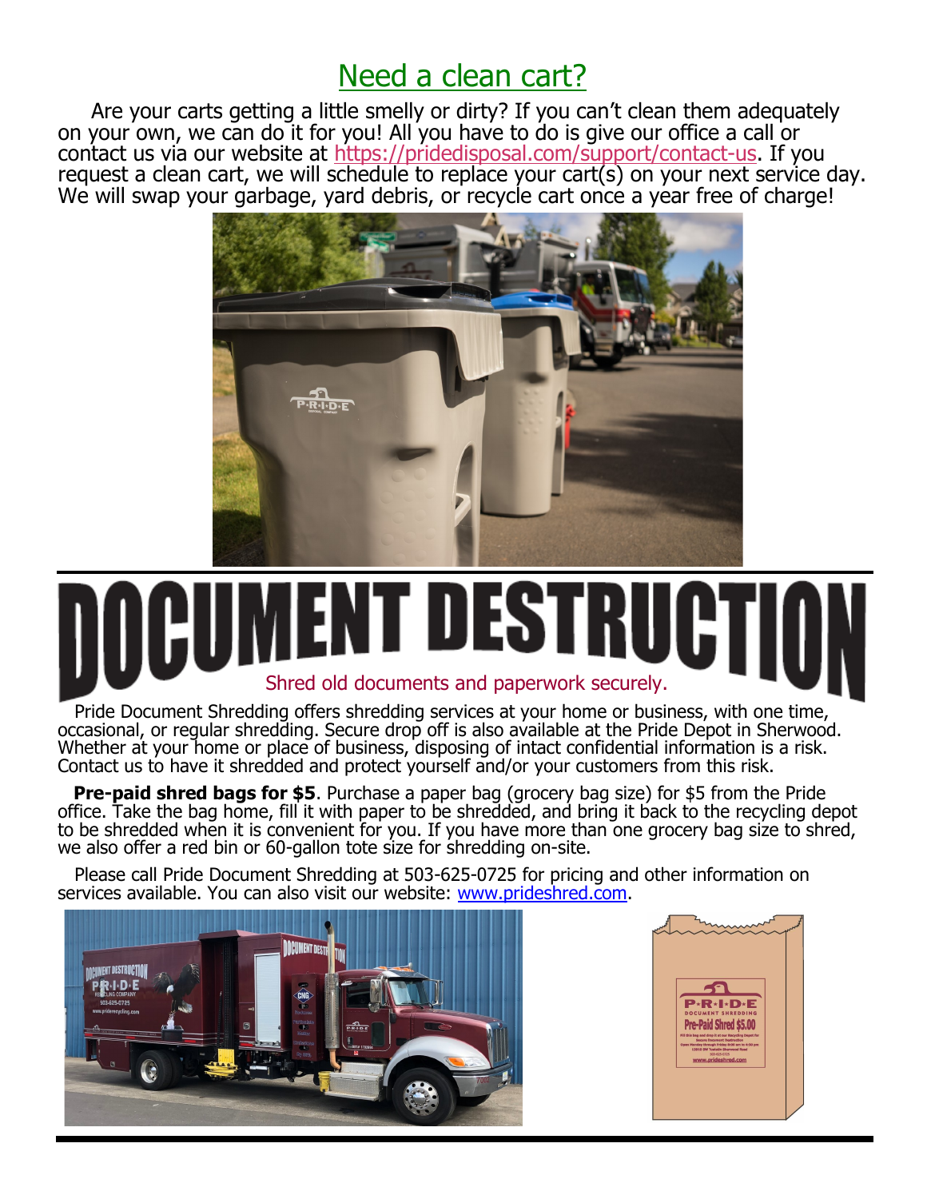## Need a clean cart?

Are your carts getting a little smelly or dirty? If you can't clean them adequately on your own, we can do it for you! All you have to do is give our office a call or contact us via our website at https://pridedisposal.com/support/contact-us. If you request a clean cart, we will schedule to replace your cart(s) on your next service day. We will swap your garbage, yard debris, or recycle cart once a year free of charge!

# DOCUMENT DESTRUCTION

Shred old documents and paperwork securely.

Pride Document Shredding offers shredding services at your home or business, with one time, occasional, or regular shredding. Secure drop off is also available at the Pride Depot in Sherwood. Whether at your home or place of business, disposing of intact confidential information is a risk. Contact us to have it shredded and protect yourself and/or your customers from this risk.

**Pre-paid shred bags for $5**. Purchase a paper bag (grocery bag size) for $5 from the Pride office. Take the bag home, fill it with paper to be shredded, and bring it back to the recycling depot to be shredded when it is convenient for you. If you have more than one grocery bag size to shred, we also offer a red bin or 60-gallon tote size for shredding on-site.

Please call Pride Document Shredding at 503-625-0725 for pricing and other information on services available. You can also visit our website: www.prideshred.com.